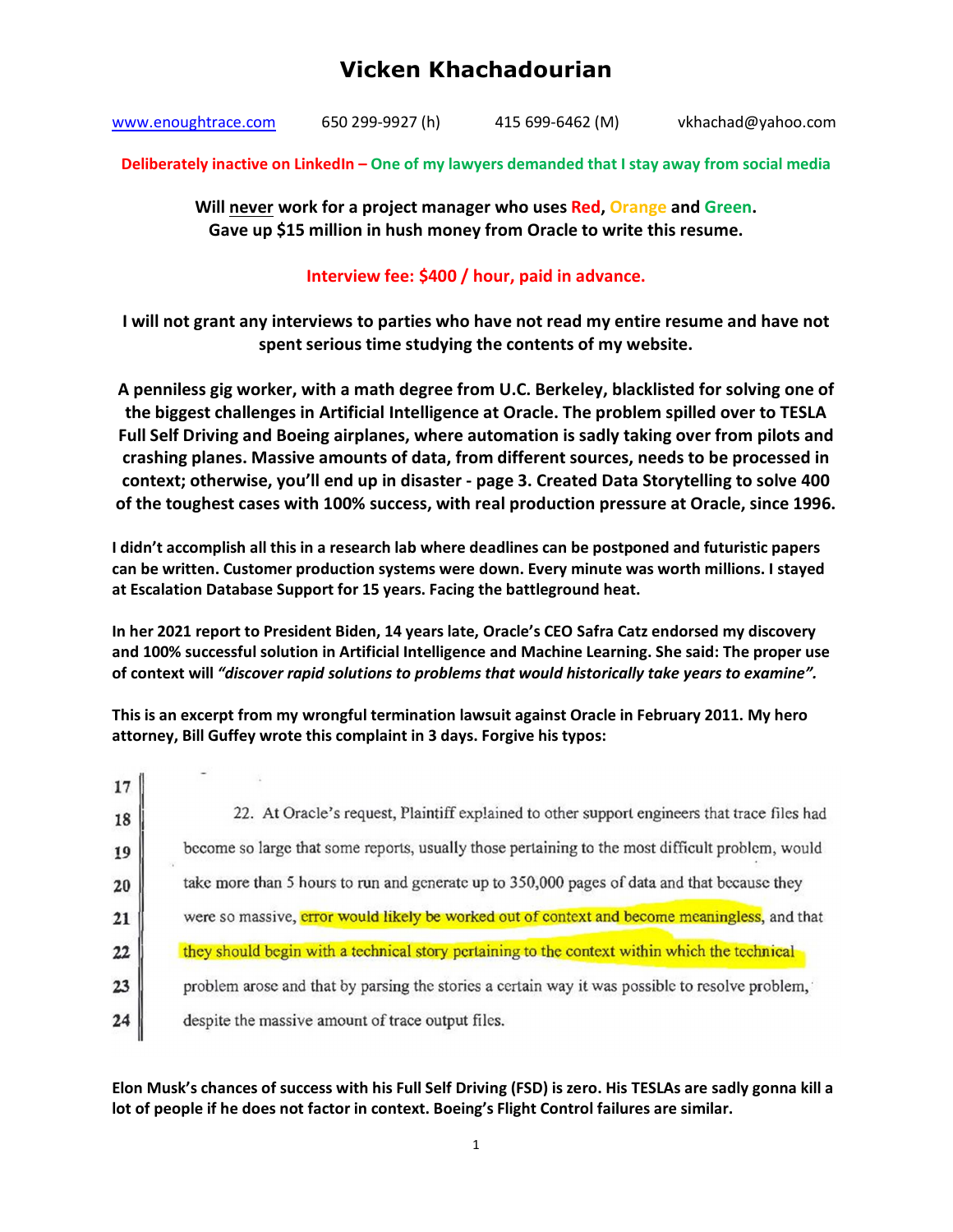# Vicken Khachadourian

www.enoughtrace.com 650 299-9927 (h) 415 699-6462 (M) vkhachad@yahoo.com

**Deliberately inactive on LinkedIn – One of my lawyers demanded that I stay away from social media**

**Will never work for a project manager who uses Red, Orange and Green.**
**Gave up $15 million in hush money from Oracle to write this resume.**

**Interview fee: $400 / hour, paid in advance.**

**I will not grant any interviews to parties who have not read my entire resume and have not spent serious time studying the contents of my website.**

**A penniless gig worker, with a math degree from U.C. Berkeley, blacklisted for solving one of the biggest challenges in Artificial Intelligence at Oracle. The problem spilled over to TESLA Full Self Driving and Boeing airplanes, where automation is sadly taking over from pilots and crashing planes. Massive amounts of data, from different sources, needs to be processed in context; otherwise, you'll end up in disaster - page 3. Created Data Storytelling to solve 400 of the toughest cases with 100% success, with real production pressure at Oracle, since 1996.**

**I didn't accomplish all this in a research lab where deadlines can be postponed and futuristic papers can be written. Customer production systems were down. Every minute was worth millions. I stayed at Escalation Database Support for 15 years. Facing the battleground heat.**

**In her 2021 report to President Biden, 14 years late, Oracle's CEO Safra Catz endorsed my discovery and 100% successful solution in Artificial Intelligence and Machine Learning. She said: The proper use of context will *"discover rapid solutions to problems that would historically take years to examine".***

**This is an excerpt from my wrongful termination lawsuit against Oracle in February 2011. My hero attorney, Bill Guffey wrote this complaint in 3 days. Forgive his typos:**

17
18 22. At Oracle's request, Plaintiff explained to other support engineers that trace files had
19 become so large that some reports, usually those pertaining to the most difficult problem, would
20 take more than 5 hours to run and generate up to 350,000 pages of data and that because they
21 were so massive, error would likely be worked out of context and become meaningless, and that
22 they should begin with a technical story pertaining to the context within which the technical
23 problem arose and that by parsing the stories a certain way it was possible to resolve problem,
24 despite the massive amount of trace output files.

**Elon Musk's chances of success with his Full Self Driving (FSD) is zero. His TESLAs are sadly gonna kill a lot of people if he does not factor in context. Boeing's Flight Control failures are similar.**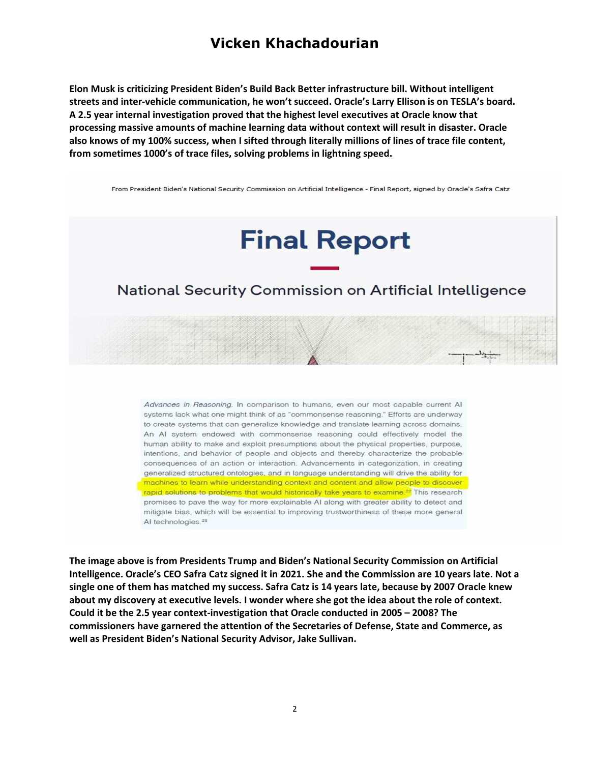# Vicken Khachadourian

**Elon Musk is criticizing President Biden's Build Back Better infrastructure bill. Without intelligent streets and inter-vehicle communication, he won't succeed. Oracle's Larry Ellison is on TESLA's board. A 2.5 year internal investigation proved that the highest level executives at Oracle know that processing massive amounts of machine learning data without context will result in disaster. Oracle also knows of my 100% success, when I sifted through literally millions of lines of trace file content, from sometimes 1000's of trace files, solving problems in lightning speed.**

From President Biden's National Security Commission on Artificial Intelligence - Final Report, signed by Oracle's Safra Catz

## Final Report

### National Security Commission on Artificial Intelligence

*Advances in Reasoning.* In comparison to humans, even our most capable current AI systems lack what one might think of as "commonsense reasoning." Efforts are underway to create systems that can generalize knowledge and translate learning across domains. An AI system endowed with commonsense reasoning could effectively model the human ability to make and exploit presumptions about the physical properties, purpose, intentions, and behavior of people and objects and thereby characterize the probable consequences of an action or interaction. Advancements in categorization, in creating generalized structured ontologies, and in language understanding will drive the ability for machines to learn while understanding context and content and allow people to discover rapid solutions to problems that would historically take years to examine.[22] This research promises to pave the way for more explainable AI along with greater ability to detect and mitigate bias, which will be essential to improving trustworthiness of these more general AI technologies.[23]

**The image above is from Presidents Trump and Biden's National Security Commission on Artificial Intelligence. Oracle's CEO Safra Catz signed it in 2021. She and the Commission are 10 years late. Not a single one of them has matched my success. Safra Catz is 14 years late, because by 2007 Oracle knew about my discovery at executive levels. I wonder where she got the idea about the role of context. Could it be the 2.5 year context-investigation that Oracle conducted in 2005 – 2008? The commissioners have garnered the attention of the Secretaries of Defense, State and Commerce, as well as President Biden's National Security Advisor, Jake Sullivan.**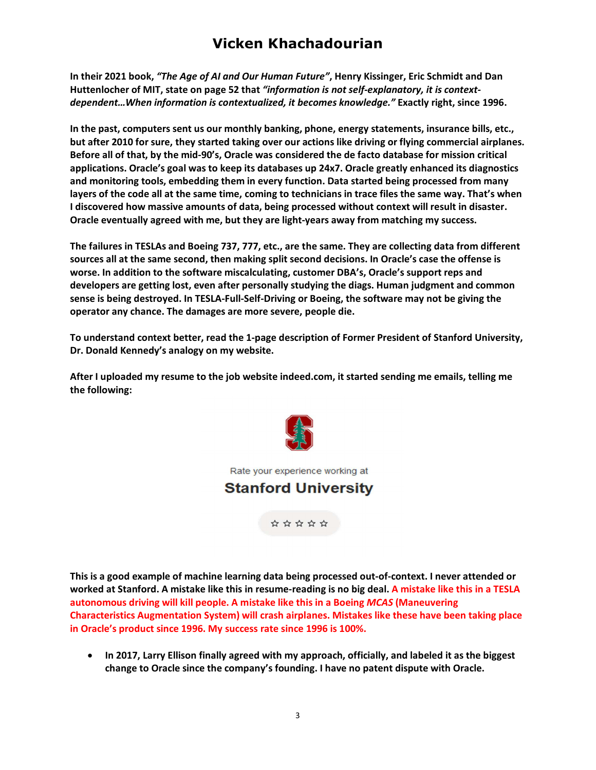# Vicken Khachadourian

**In their 2021 book, *"The Age of AI and Our Human Future"*, Henry Kissinger, Eric Schmidt and Dan Huttenlocher of MIT, state on page 52 that *"information is not self-explanatory, it is context-dependent…When information is contextualized, it becomes knowledge."* Exactly right, since 1996.**

**In the past, computers sent us our monthly banking, phone, energy statements, insurance bills, etc., but after 2010 for sure, they started taking over our actions like driving or flying commercial airplanes. Before all of that, by the mid-90's, Oracle was considered the de facto database for mission critical applications. Oracle's goal was to keep its databases up 24x7. Oracle greatly enhanced its diagnostics and monitoring tools, embedding them in every function. Data started being processed from many layers of the code all at the same time, coming to technicians in trace files the same way. That's when I discovered how massive amounts of data, being processed without context will result in disaster. Oracle eventually agreed with me, but they are light-years away from matching my success.**

**The failures in TESLAs and Boeing 737, 777, etc., are the same. They are collecting data from different sources all at the same second, then making split second decisions. In Oracle's case the offense is worse. In addition to the software miscalculating, customer DBA's, Oracle's support reps and developers are getting lost, even after personally studying the diags. Human judgment and common sense is being destroyed. In TESLA-Full-Self-Driving or Boeing, the software may not be giving the operator any chance. The damages are more severe, people die.**

**To understand context better, read the 1-page description of Former President of Stanford University, Dr. Donald Kennedy's analogy on my website.**

**After I uploaded my resume to the job website indeed.com, it started sending me emails, telling me the following:**

Rate your experience working at

**Stanford University**

☆ ☆ ☆ ☆ ☆

**This is a good example of machine learning data being processed out-of-context. I never attended or worked at Stanford. A mistake like this in resume-reading is no big deal. A mistake like this in a TESLA autonomous driving will kill people. A mistake like this in a Boeing *MCAS* (Maneuvering Characteristics Augmentation System) will crash airplanes. Mistakes like these have been taking place in Oracle's product since 1996. My success rate since 1996 is 100%.**

- **In 2017, Larry Ellison finally agreed with my approach, officially, and labeled it as the biggest change to Oracle since the company's founding. I have no patent dispute with Oracle.**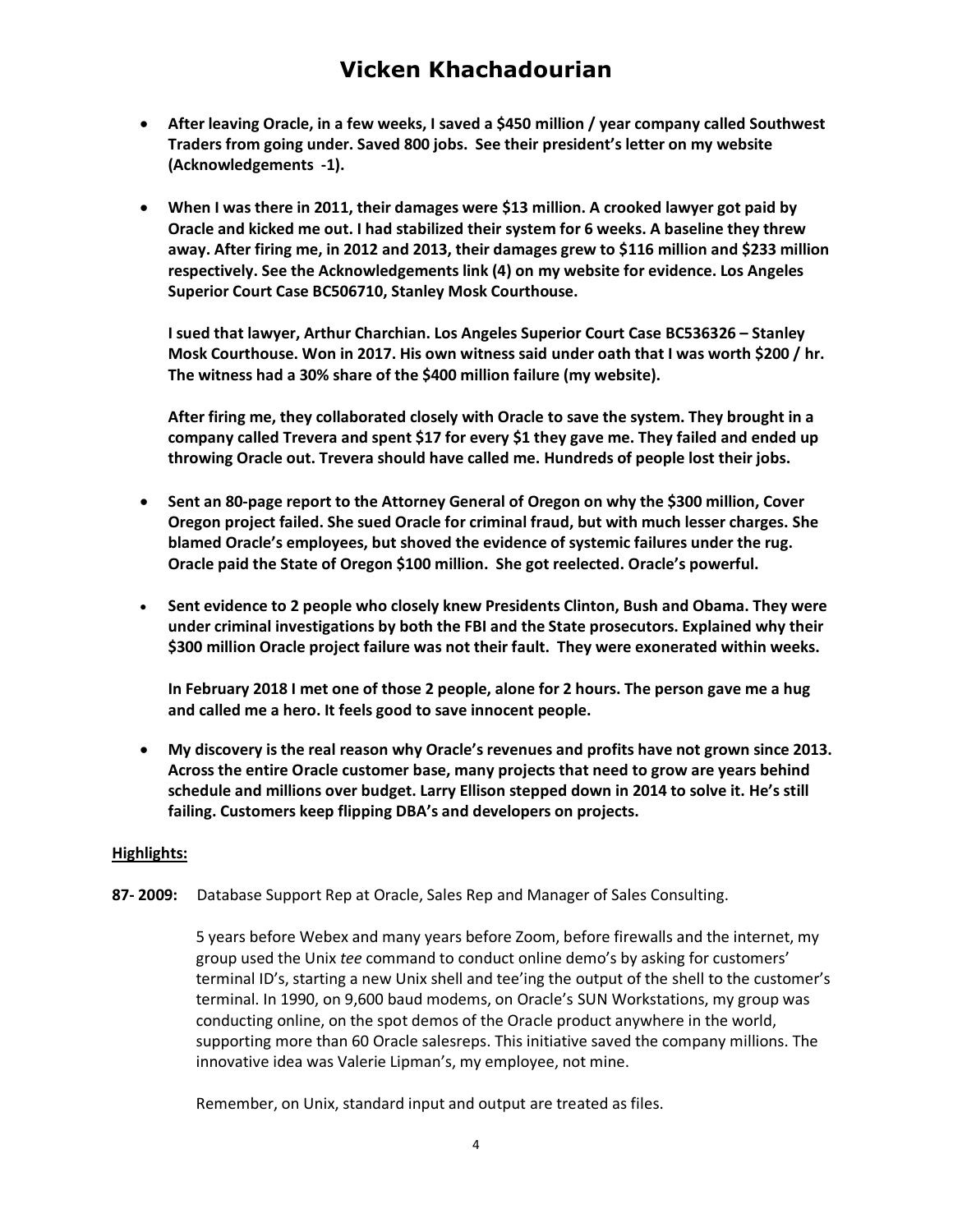- **After leaving Oracle, in a few weeks, I saved a $450 million / year company called Southwest Traders from going under. Saved 800 jobs. See their president's letter on my website (Acknowledgements -1).**

- **When I was there in 2011, their damages were $13 million. A crooked lawyer got paid by Oracle and kicked me out. I had stabilized their system for 6 weeks. A baseline they threw away. After firing me, in 2012 and 2013, their damages grew to $116 million and $233 million respectively. See the Acknowledgements link (4) on my website for evidence. Los Angeles Superior Court Case BC506710, Stanley Mosk Courthouse.**

  **I sued that lawyer, Arthur Charchian. Los Angeles Superior Court Case BC536326 – Stanley Mosk Courthouse. Won in 2017. His own witness said under oath that I was worth $200 / hr. The witness had a 30% share of the $400 million failure (my website).**

  **After firing me, they collaborated closely with Oracle to save the system. They brought in a company called Trevera and spent $17 for every $1 they gave me. They failed and ended up throwing Oracle out. Trevera should have called me. Hundreds of people lost their jobs.**

- **Sent an 80-page report to the Attorney General of Oregon on why the $300 million, Cover Oregon project failed. She sued Oracle for criminal fraud, but with much lesser charges. She blamed Oracle's employees, but shoved the evidence of systemic failures under the rug. Oracle paid the State of Oregon $100 million. She got reelected. Oracle's powerful.**

- **Sent evidence to 2 people who closely knew Presidents Clinton, Bush and Obama. They were under criminal investigations by both the FBI and the State prosecutors. Explained why their $300 million Oracle project failure was not their fault. They were exonerated within weeks.**

  **In February 2018 I met one of those 2 people, alone for 2 hours. The person gave me a hug and called me a hero. It feels good to save innocent people.**

- **My discovery is the real reason why Oracle's revenues and profits have not grown since 2013. Across the entire Oracle customer base, many projects that need to grow are years behind schedule and millions over budget. Larry Ellison stepped down in 2014 to solve it. He's still failing. Customers keep flipping DBA's and developers on projects.**

**<u>Highlights:</u>**

**87- 2009:** Database Support Rep at Oracle, Sales Rep and Manager of Sales Consulting.

5 years before Webex and many years before Zoom, before firewalls and the internet, my group used the Unix *tee* command to conduct online demo's by asking for customers' terminal ID's, starting a new Unix shell and tee'ing the output of the shell to the customer's terminal. In 1990, on 9,600 baud modems, on Oracle's SUN Workstations, my group was conducting online, on the spot demos of the Oracle product anywhere in the world, supporting more than 60 Oracle salesreps. This initiative saved the company millions. The innovative idea was Valerie Lipman's, my employee, not mine.

Remember, on Unix, standard input and output are treated as files.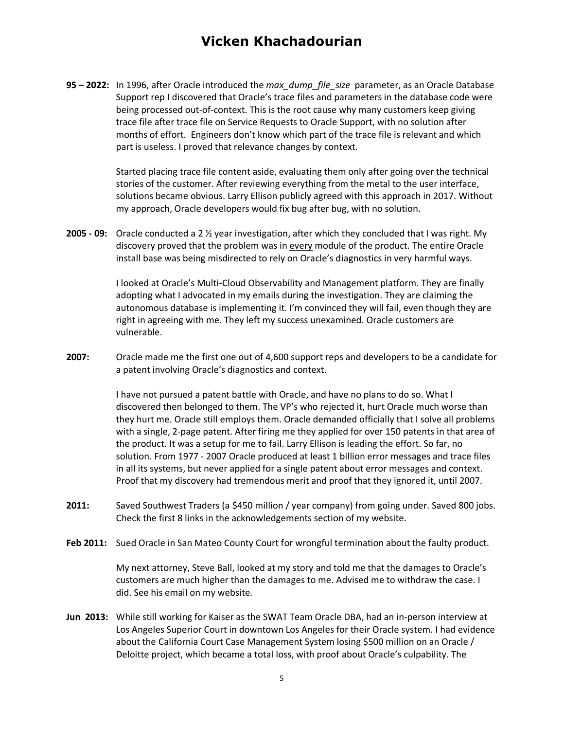# Vicken Khachadourian

**95 – 2022:** In 1996, after Oracle introduced the *max_dump_file_size* parameter, as an Oracle Database Support rep I discovered that Oracle's trace files and parameters in the database code were being processed out-of-context. This is the root cause why many customers keep giving trace file after trace file on Service Requests to Oracle Support, with no solution after months of effort. Engineers don't know which part of the trace file is relevant and which part is useless. I proved that relevance changes by context.

Started placing trace file content aside, evaluating them only after going over the technical stories of the customer. After reviewing everything from the metal to the user interface, solutions became obvious. Larry Ellison publicly agreed with this approach in 2017. Without my approach, Oracle developers would fix bug after bug, with no solution.

**2005 - 09:** Oracle conducted a 2 ½ year investigation, after which they concluded that I was right. My discovery proved that the problem was in <u>every</u> module of the product. The entire Oracle install base was being misdirected to rely on Oracle's diagnostics in very harmful ways.

I looked at Oracle's Multi-Cloud Observability and Management platform. They are finally adopting what I advocated in my emails during the investigation. They are claiming the autonomous database is implementing it. I'm convinced they will fail, even though they are right in agreeing with me. They left my success unexamined. Oracle customers are vulnerable.

**2007:** Oracle made me the first one out of 4,600 support reps and developers to be a candidate for a patent involving Oracle's diagnostics and context.

I have not pursued a patent battle with Oracle, and have no plans to do so. What I discovered then belonged to them. The VP's who rejected it, hurt Oracle much worse than they hurt me. Oracle still employs them. Oracle demanded officially that I solve all problems with a single, 2-page patent. After firing me they applied for over 150 patents in that area of the product. It was a setup for me to fail. Larry Ellison is leading the effort. So far, no solution. From 1977 - 2007 Oracle produced at least 1 billion error messages and trace files in all its systems, but never applied for a single patent about error messages and context. Proof that my discovery had tremendous merit and proof that they ignored it, until 2007.

**2011:** Saved Southwest Traders (a $450 million / year company) from going under. Saved 800 jobs. Check the first 8 links in the acknowledgements section of my website.

**Feb 2011:** Sued Oracle in San Mateo County Court for wrongful termination about the faulty product.

My next attorney, Steve Ball, looked at my story and told me that the damages to Oracle's customers are much higher than the damages to me. Advised me to withdraw the case. I did. See his email on my website.

**Jun 2013:** While still working for Kaiser as the SWAT Team Oracle DBA, had an in-person interview at Los Angeles Superior Court in downtown Los Angeles for their Oracle system. I had evidence about the California Court Case Management System losing $500 million on an Oracle / Deloitte project, which became a total loss, with proof about Oracle's culpability. The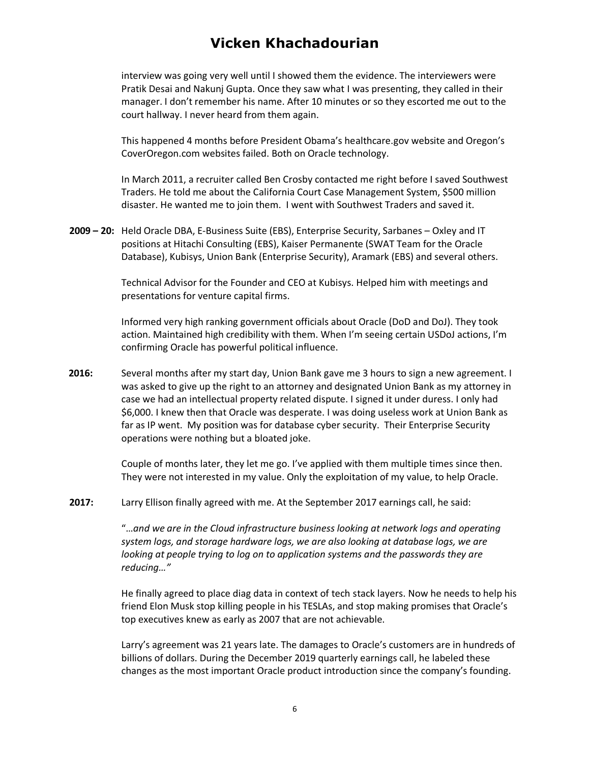interview was going very well until I showed them the evidence. The interviewers were Pratik Desai and Nakunj Gupta. Once they saw what I was presenting, they called in their manager. I don't remember his name. After 10 minutes or so they escorted me out to the court hallway. I never heard from them again.

This happened 4 months before President Obama's healthcare.gov website and Oregon's CoverOregon.com websites failed. Both on Oracle technology.

In March 2011, a recruiter called Ben Crosby contacted me right before I saved Southwest Traders. He told me about the California Court Case Management System, $500 million disaster. He wanted me to join them. I went with Southwest Traders and saved it.

**2009 – 20:** Held Oracle DBA, E-Business Suite (EBS), Enterprise Security, Sarbanes – Oxley and IT positions at Hitachi Consulting (EBS), Kaiser Permanente (SWAT Team for the Oracle Database), Kubisys, Union Bank (Enterprise Security), Aramark (EBS) and several others.

Technical Advisor for the Founder and CEO at Kubisys. Helped him with meetings and presentations for venture capital firms.

Informed very high ranking government officials about Oracle (DoD and DoJ). They took action. Maintained high credibility with them. When I'm seeing certain USDoJ actions, I'm confirming Oracle has powerful political influence.

**2016:** Several months after my start day, Union Bank gave me 3 hours to sign a new agreement. I was asked to give up the right to an attorney and designated Union Bank as my attorney in case we had an intellectual property related dispute. I signed it under duress. I only had $6,000. I knew then that Oracle was desperate. I was doing useless work at Union Bank as far as IP went. My position was for database cyber security. Their Enterprise Security operations were nothing but a bloated joke.

Couple of months later, they let me go. I've applied with them multiple times since then. They were not interested in my value. Only the exploitation of my value, to help Oracle.

**2017:** Larry Ellison finally agreed with me. At the September 2017 earnings call, he said:

"…*and we are in the Cloud infrastructure business looking at network logs and operating system logs, and storage hardware logs, we are also looking at database logs, we are looking at people trying to log on to application systems and the passwords they are reducing…"*

He finally agreed to place diag data in context of tech stack layers. Now he needs to help his friend Elon Musk stop killing people in his TESLAs, and stop making promises that Oracle's top executives knew as early as 2007 that are not achievable.

Larry's agreement was 21 years late. The damages to Oracle's customers are in hundreds of billions of dollars. During the December 2019 quarterly earnings call, he labeled these changes as the most important Oracle product introduction since the company's founding.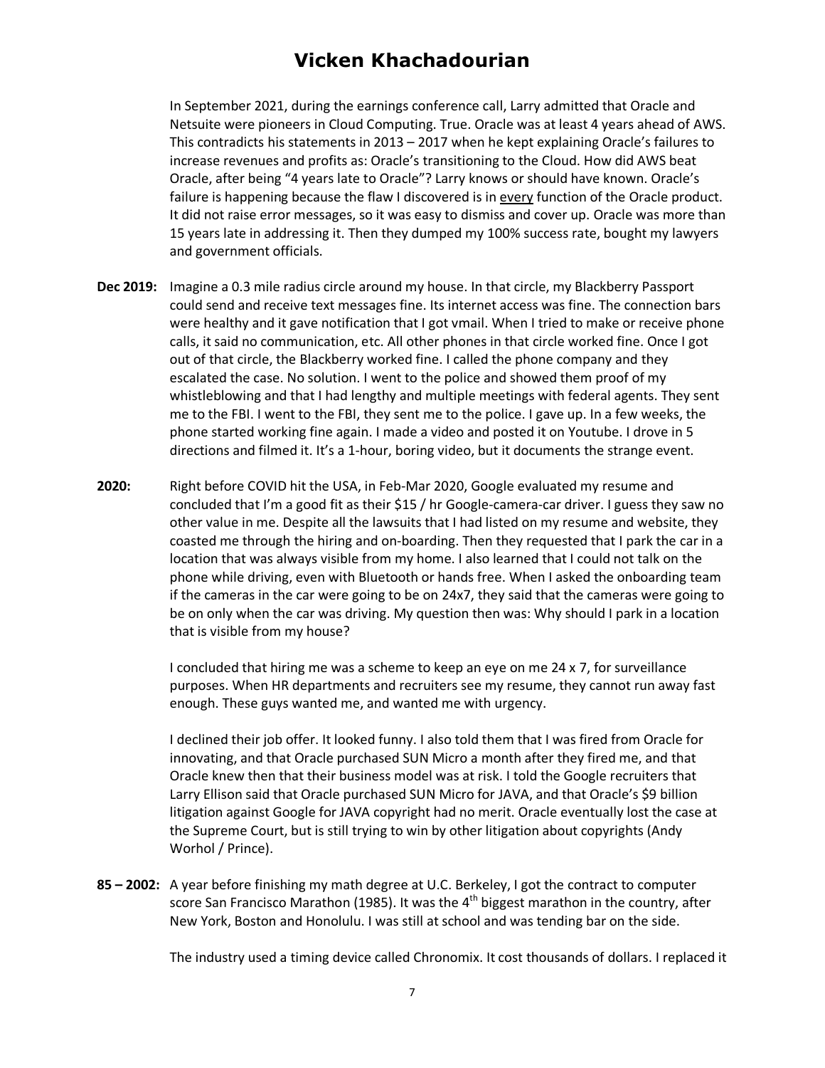In September 2021, during the earnings conference call, Larry admitted that Oracle and Netsuite were pioneers in Cloud Computing. True. Oracle was at least 4 years ahead of AWS. This contradicts his statements in 2013 – 2017 when he kept explaining Oracle's failures to increase revenues and profits as: Oracle's transitioning to the Cloud. How did AWS beat Oracle, after being "4 years late to Oracle"? Larry knows or should have known. Oracle's failure is happening because the flaw I discovered is in <u>every</u> function of the Oracle product. It did not raise error messages, so it was easy to dismiss and cover up. Oracle was more than 15 years late in addressing it. Then they dumped my 100% success rate, bought my lawyers and government officials.

**Dec 2019:** Imagine a 0.3 mile radius circle around my house. In that circle, my Blackberry Passport could send and receive text messages fine. Its internet access was fine. The connection bars were healthy and it gave notification that I got vmail. When I tried to make or receive phone calls, it said no communication, etc. All other phones in that circle worked fine. Once I got out of that circle, the Blackberry worked fine. I called the phone company and they escalated the case. No solution. I went to the police and showed them proof of my whistleblowing and that I had lengthy and multiple meetings with federal agents. They sent me to the FBI. I went to the FBI, they sent me to the police. I gave up. In a few weeks, the phone started working fine again. I made a video and posted it on Youtube. I drove in 5 directions and filmed it. It's a 1-hour, boring video, but it documents the strange event.

**2020:** Right before COVID hit the USA, in Feb-Mar 2020, Google evaluated my resume and concluded that I'm a good fit as their \$15 / hr Google-camera-car driver. I guess they saw no other value in me. Despite all the lawsuits that I had listed on my resume and website, they coasted me through the hiring and on-boarding. Then they requested that I park the car in a location that was always visible from my home. I also learned that I could not talk on the phone while driving, even with Bluetooth or hands free. When I asked the onboarding team if the cameras in the car were going to be on 24x7, they said that the cameras were going to be on only when the car was driving. My question then was: Why should I park in a location that is visible from my house?

I concluded that hiring me was a scheme to keep an eye on me 24 x 7, for surveillance purposes. When HR departments and recruiters see my resume, they cannot run away fast enough. These guys wanted me, and wanted me with urgency.

I declined their job offer. It looked funny. I also told them that I was fired from Oracle for innovating, and that Oracle purchased SUN Micro a month after they fired me, and that Oracle knew then that their business model was at risk. I told the Google recruiters that Larry Ellison said that Oracle purchased SUN Micro for JAVA, and that Oracle's \$9 billion litigation against Google for JAVA copyright had no merit. Oracle eventually lost the case at the Supreme Court, but is still trying to win by other litigation about copyrights (Andy Worhol / Prince).

**85 – 2002:** A year before finishing my math degree at U.C. Berkeley, I got the contract to computer score San Francisco Marathon (1985). It was the 4th biggest marathon in the country, after New York, Boston and Honolulu. I was still at school and was tending bar on the side.

The industry used a timing device called Chronomix. It cost thousands of dollars. I replaced it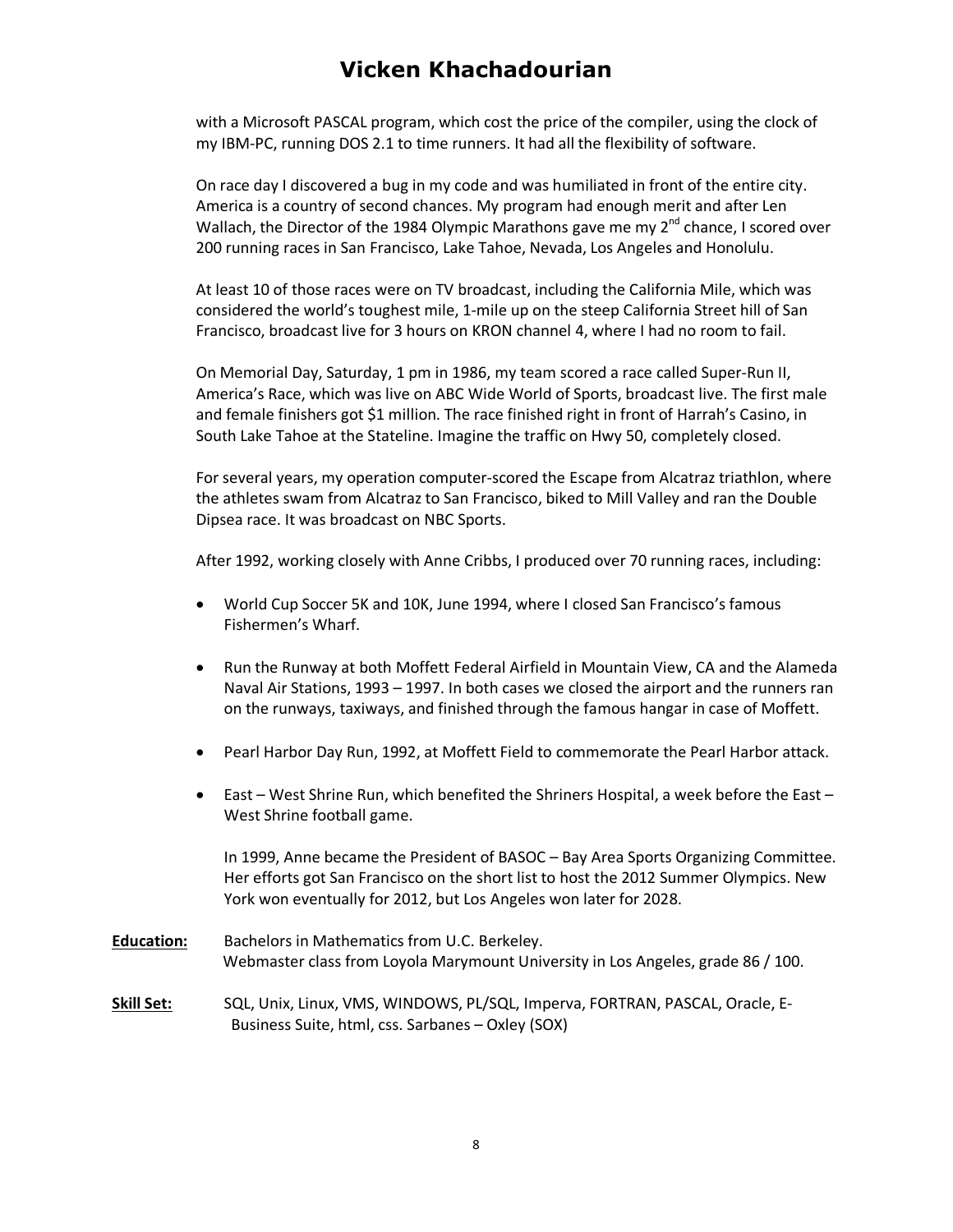with a Microsoft PASCAL program, which cost the price of the compiler, using the clock of my IBM-PC, running DOS 2.1 to time runners. It had all the flexibility of software.

On race day I discovered a bug in my code and was humiliated in front of the entire city. America is a country of second chances. My program had enough merit and after Len Wallach, the Director of the 1984 Olympic Marathons gave me my 2nd chance, I scored over 200 running races in San Francisco, Lake Tahoe, Nevada, Los Angeles and Honolulu.

At least 10 of those races were on TV broadcast, including the California Mile, which was considered the world's toughest mile, 1-mile up on the steep California Street hill of San Francisco, broadcast live for 3 hours on KRON channel 4, where I had no room to fail.

On Memorial Day, Saturday, 1 pm in 1986, my team scored a race called Super-Run II, America's Race, which was live on ABC Wide World of Sports, broadcast live. The first male and female finishers got $1 million. The race finished right in front of Harrah's Casino, in South Lake Tahoe at the Stateline. Imagine the traffic on Hwy 50, completely closed.

For several years, my operation computer-scored the Escape from Alcatraz triathlon, where the athletes swam from Alcatraz to San Francisco, biked to Mill Valley and ran the Double Dipsea race. It was broadcast on NBC Sports.

After 1992, working closely with Anne Cribbs, I produced over 70 running races, including:

- World Cup Soccer 5K and 10K, June 1994, where I closed San Francisco's famous Fishermen's Wharf.
- Run the Runway at both Moffett Federal Airfield in Mountain View, CA and the Alameda Naval Air Stations, 1993 – 1997. In both cases we closed the airport and the runners ran on the runways, taxiways, and finished through the famous hangar in case of Moffett.
- Pearl Harbor Day Run, 1992, at Moffett Field to commemorate the Pearl Harbor attack.
- East – West Shrine Run, which benefited the Shriners Hospital, a week before the East – West Shrine football game.

  In 1999, Anne became the President of BASOC – Bay Area Sports Organizing Committee. Her efforts got San Francisco on the short list to host the 2012 Summer Olympics. New York won eventually for 2012, but Los Angeles won later for 2028.

**Education:** Bachelors in Mathematics from U.C. Berkeley.
Webmaster class from Loyola Marymount University in Los Angeles, grade 86 / 100.

**Skill Set:** SQL, Unix, Linux, VMS, WINDOWS, PL/SQL, Imperva, FORTRAN, PASCAL, Oracle, E-Business Suite, html, css. Sarbanes – Oxley (SOX)